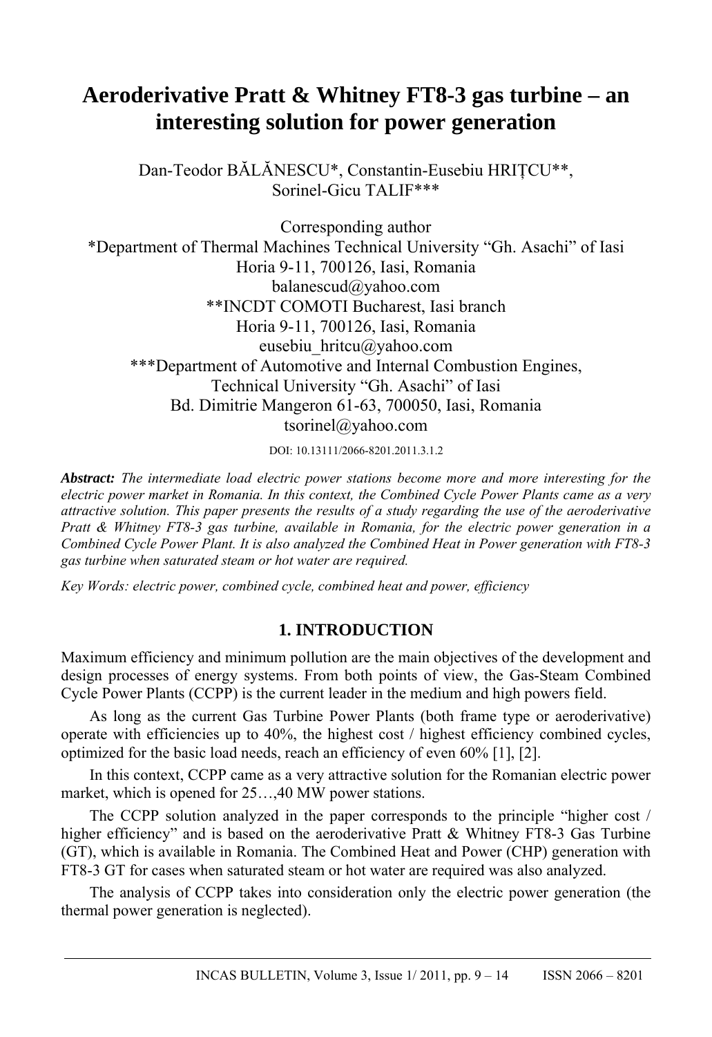# Aeroderivative Pratt & Whitney FT8-3 gas turbine – an interesting solution for power generation

Dan-Teodor BĂLĂNESCU*, Constantin-Eusebiu HRIȚCU**, Sorinel-Gicu TALIF***

Corresponding author
*Department of Thermal Machines Technical University "Gh. Asachi" of Iasi
Horia 9-11, 700126, Iasi, Romania
balanescud@yahoo.com
**INCDT COMOTI Bucharest, Iasi branch
Horia 9-11, 700126, Iasi, Romania
eusebiu_hritcu@yahoo.com
***Department of Automotive and Internal Combustion Engines,
Technical University "Gh. Asachi" of Iasi
Bd. Dimitrie Mangeron 61-63, 700050, Iasi, Romania
tsorinel@yahoo.com

DOI: 10.13111/2066-8201.2011.3.1.2

***Abstract:*** *The intermediate load electric power stations become more and more interesting for the electric power market in Romania. In this context, the Combined Cycle Power Plants came as a very attractive solution. This paper presents the results of a study regarding the use of the aeroderivative Pratt & Whitney FT8-3 gas turbine, available in Romania, for the electric power generation in a Combined Cycle Power Plant. It is also analyzed the Combined Heat in Power generation with FT8-3 gas turbine when saturated steam or hot water are required.*

*Key Words: electric power, combined cycle, combined heat and power, efficiency*

## 1. INTRODUCTION

Maximum efficiency and minimum pollution are the main objectives of the development and design processes of energy systems. From both points of view, the Gas-Steam Combined Cycle Power Plants (CCPP) is the current leader in the medium and high powers field.

As long as the current Gas Turbine Power Plants (both frame type or aeroderivative) operate with efficiencies up to 40%, the highest cost / highest efficiency combined cycles, optimized for the basic load needs, reach an efficiency of even 60% [1], [2].

In this context, CCPP came as a very attractive solution for the Romanian electric power market, which is opened for 25…,40 MW power stations.

The CCPP solution analyzed in the paper corresponds to the principle "higher cost / higher efficiency" and is based on the aeroderivative Pratt & Whitney FT8-3 Gas Turbine (GT), which is available in Romania. The Combined Heat and Power (CHP) generation with FT8-3 GT for cases when saturated steam or hot water are required was also analyzed.

The analysis of CCPP takes into consideration only the electric power generation (the thermal power generation is neglected).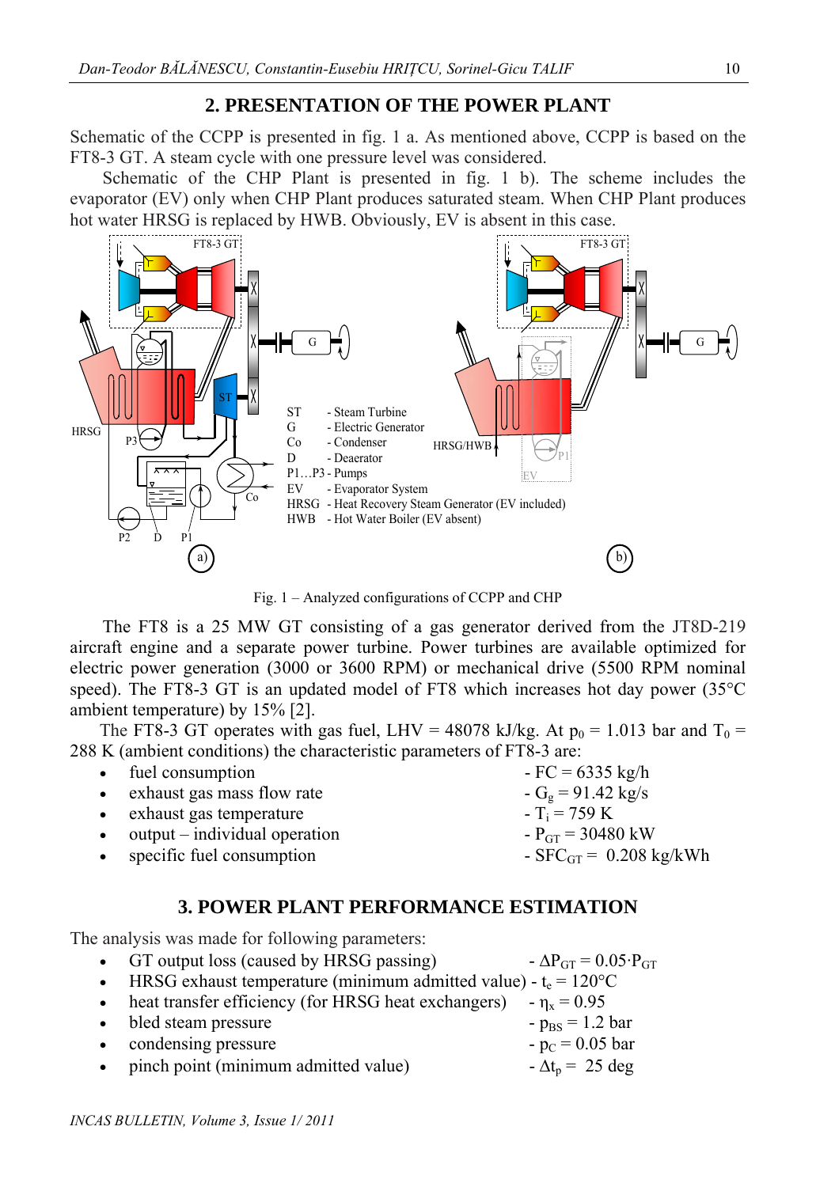## 2. PRESENTATION OF THE POWER PLANT

Schematic of the CCPP is presented in fig. 1 a. As mentioned above, CCPP is based on the FT8-3 GT. A steam cycle with one pressure level was considered.

Schematic of the CHP Plant is presented in fig. 1 b). The scheme includes the evaporator (EV) only when CHP Plant produces saturated steam. When CHP Plant produces hot water HRSG is replaced by HWB. Obviously, EV is absent in this case.

ST - Steam Turbine
G - Electric Generator
Co - Condenser
D - Deaerator
P1…P3 - Pumps
EV - Evaporator System
HRSG - Heat Recovery Steam Generator (EV included)
HWB - Hot Water Boiler (EV absent)

Fig. 1 – Analyzed configurations of CCPP and CHP

The FT8 is a 25 MW GT consisting of a gas generator derived from the JT8D-219 aircraft engine and a separate power turbine. Power turbines are available optimized for electric power generation (3000 or 3600 RPM) or mechanical drive (5500 RPM nominal speed). The FT8-3 GT is an updated model of FT8 which increases hot day power (35°C ambient temperature) by 15% [2].

The FT8-3 GT operates with gas fuel, LHV = 48078 kJ/kg. At $p_0$ = 1.013 bar and $T_0$ = 288 K (ambient conditions) the characteristic parameters of FT8-3 are:

- fuel consumption - FC = 6335 kg/h
- exhaust gas mass flow rate - $G_g$ = 91.42 kg/s
- exhaust gas temperature - $T_i$ = 759 K
- output – individual operation - $P_{GT}$ = 30480 kW
- specific fuel consumption - $SFC_{GT}$ = 0.208 kg/kWh

## 3. POWER PLANT PERFORMANCE ESTIMATION

The analysis was made for following parameters:

- GT output loss (caused by HRSG passing) - $\Delta P_{GT} = 0.05 \cdot P_{GT}$
- HRSG exhaust temperature (minimum admitted value) - $t_e$ = 120°C
- heat transfer efficiency (for HRSG heat exchangers) - $\eta_x$ = 0.95
- bled steam pressure - $p_{BS}$ = 1.2 bar
- condensing pressure - $p_C$ = 0.05 bar
- pinch point (minimum admitted value) - $\Delta t_p$ = 25 deg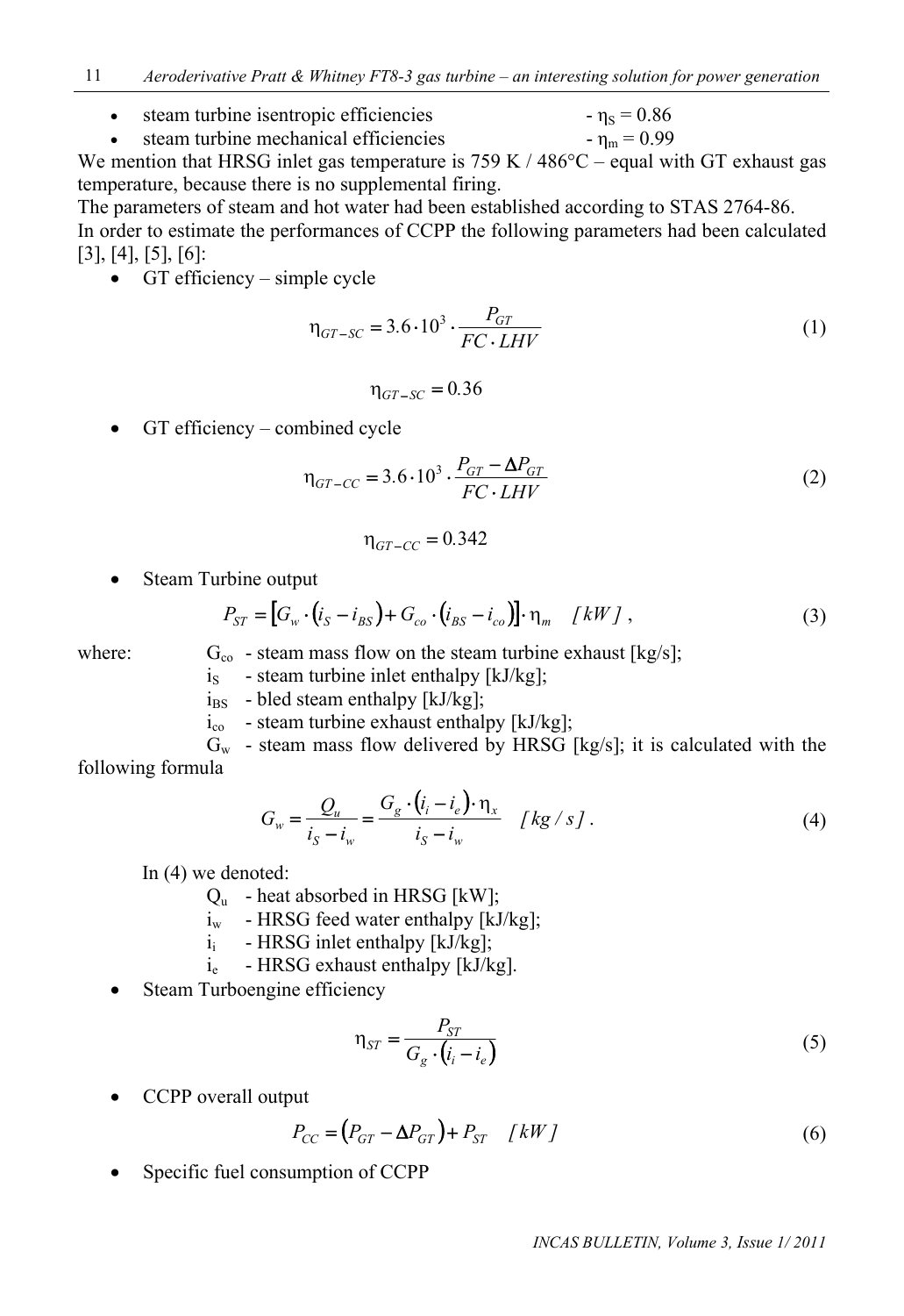- steam turbine isentropic efficiencies - $\eta_S = 0.86$
- steam turbine mechanical efficiencies - $\eta_m = 0.99$

We mention that HRSG inlet gas temperature is 759 K / 486°C – equal with GT exhaust gas temperature, because there is no supplemental firing.

The parameters of steam and hot water had been established according to STAS 2764-86.

In order to estimate the performances of CCPP the following parameters had been calculated [3], [4], [5], [6]:

- GT efficiency – simple cycle

$$\eta_{GT-SC} = 3.6 \cdot 10^3 \cdot \frac{P_{GT}}{FC \cdot LHV} \tag{1}$$

$$\eta_{GT-SC} = 0.36$$

- GT efficiency – combined cycle

$$\eta_{GT-CC} = 3.6 \cdot 10^3 \cdot \frac{P_{GT} - \Delta P_{GT}}{FC \cdot LHV} \tag{2}$$

$$\eta_{GT-CC} = 0.342$$

- Steam Turbine output

$$P_{ST} = \left[ G_w \cdot (i_S - i_{BS}) + G_{co} \cdot (i_{BS} - i_{co}) \right] \cdot \eta_m \quad [kW], \tag{3}$$

where:
- $G_{co}$ - steam mass flow on the steam turbine exhaust [kg/s];
- $i_S$ - steam turbine inlet enthalpy [kJ/kg];
- $i_{BS}$ - bled steam enthalpy [kJ/kg];
- $i_{co}$ - steam turbine exhaust enthalpy [kJ/kg];
- $G_w$ - steam mass flow delivered by HRSG [kg/s]; it is calculated with the following formula

$$G_w = \frac{Q_u}{i_S - i_w} = \frac{G_g \cdot (i_i - i_e) \cdot \eta_x}{i_S - i_w} \quad [kg/s]. \tag{4}$$

In (4) we denoted:
- $Q_u$ - heat absorbed in HRSG [kW];
- $i_w$ - HRSG feed water enthalpy [kJ/kg];
- $i_i$ - HRSG inlet enthalpy [kJ/kg];
- $i_e$ - HRSG exhaust enthalpy [kJ/kg].

- Steam Turboengine efficiency

$$\eta_{ST} = \frac{P_{ST}}{G_g \cdot (i_i - i_e)} \tag{5}$$

- CCPP overall output

$$P_{CC} = (P_{GT} - \Delta P_{GT}) + P_{ST} \quad [kW] \tag{6}$$

- Specific fuel consumption of CCPP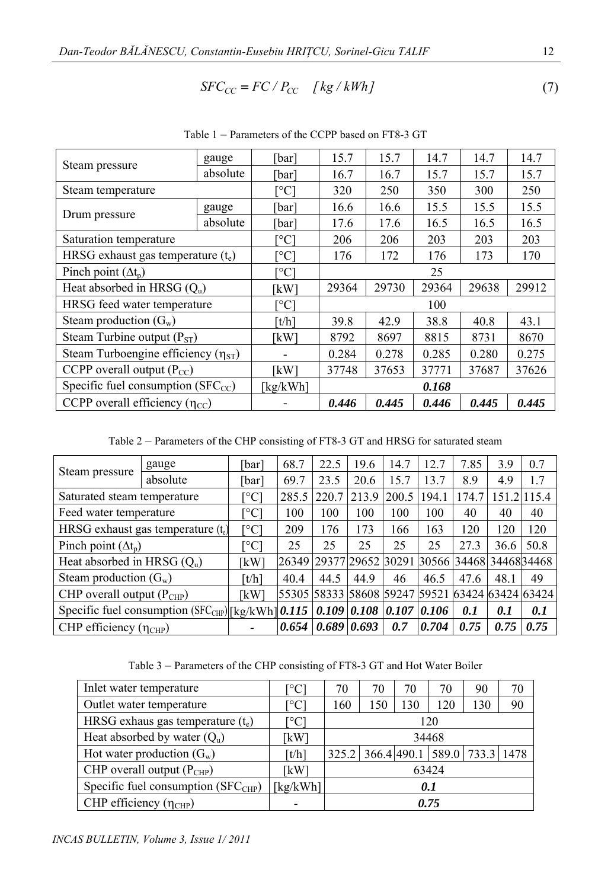$$SFC_{CC} = FC / P_{CC} \quad [kg / kWh] \tag{7}$$

Table 1 – Parameters of the CCPP based on FT8-3 GT

| | | | | | | | |
|---|---|---|---|---|---|---|---|
| Steam pressure | gauge | [bar] | 15.7 | 15.7 | 14.7 | 14.7 | 14.7 |
| | absolute | [bar] | 16.7 | 16.7 | 15.7 | 15.7 | 15.7 |
| Steam temperature | | [°C] | 320 | 250 | 350 | 300 | 250 |
| Drum pressure | gauge | [bar] | 16.6 | 16.6 | 15.5 | 15.5 | 15.5 |
| | absolute | [bar] | 17.6 | 17.6 | 16.5 | 16.5 | 16.5 |
| Saturation temperature | | [°C] | 206 | 206 | 203 | 203 | 203 |
| HRSG exhaust gas temperature ($t_e$) | | [°C] | 176 | 172 | 176 | 173 | 170 |
| Pinch point ($\Delta t_p$) | | [°C] | 25 | | | | |
| Heat absorbed in HRSG ($Q_u$) | | [kW] | 29364 | 29730 | 29364 | 29638 | 29912 |
| HRSG feed water temperature | | [°C] | 100 | | | | |
| Steam production ($G_w$) | | [t/h] | 39.8 | 42.9 | 38.8 | 40.8 | 43.1 |
| Steam Turbine output ($P_{ST}$) | | [kW] | 8792 | 8697 | 8815 | 8731 | 8670 |
| Steam Turboengine efficiency ($\eta_{ST}$) | | - | 0.284 | 0.278 | 0.285 | 0.280 | 0.275 |
| CCPP overall output ($P_{CC}$) | | [kW] | 37748 | 37653 | 37771 | 37687 | 37626 |
| Specific fuel consumption ($SFC_{CC}$) | | [kg/kWh] | ***0.168*** | | | | |
| CCPP overall efficiency ($\eta_{CC}$) | | - | ***0.446*** | ***0.445*** | ***0.446*** | ***0.445*** | ***0.445*** |

Table 2 – Parameters of the CHP consisting of FT8-3 GT and HRSG for saturated steam

| | | | | | | | | | | |
|---|---|---|---|---|---|---|---|---|---|---|
| Steam pressure | gauge | [bar] | 68.7 | 22.5 | 19.6 | 14.7 | 12.7 | 7.85 | 3.9 | 0.7 |
| | absolute | [bar] | 69.7 | 23.5 | 20.6 | 15.7 | 13.7 | 8.9 | 4.9 | 1.7 |
| Saturated steam temperature | | [°C] | 285.5 | 220.7 | 213.9 | 200.5 | 194.1 | 174.7 | 151.2 | 115.4 |
| Feed water temperature | | [°C] | 100 | 100 | 100 | 100 | 100 | 40 | 40 | 40 |
| HRSG exhaust gas temperature ($t_e$) | | [°C] | 209 | 176 | 173 | 166 | 163 | 120 | 120 | 120 |
| Pinch point ($\Delta t_p$) | | [°C] | 25 | 25 | 25 | 25 | 25 | 27.3 | 36.6 | 50.8 |
| Heat absorbed in HRSG ($Q_u$) | | [kW] | 26349 | 29377 | 29652 | 30291 | 30566 | 34468 | 34468 | 34468 |
| Steam production ($G_w$) | | [t/h] | 40.4 | 44.5 | 44.9 | 46 | 46.5 | 47.6 | 48.1 | 49 |
| CHP overall output ($P_{CHP}$) | | [kW] | 55305 | 58333 | 58608 | 59247 | 59521 | 63424 | 63424 | 63424 |
| Specific fuel consumption ($SFC_{CHP}$) | | [kg/kWh] | ***0.115*** | ***0.109*** | ***0.108*** | ***0.107*** | ***0.106*** | ***0.1*** | ***0.1*** | ***0.1*** |
| CHP efficiency ($\eta_{CHP}$) | | - | ***0.654*** | ***0.689*** | ***0.693*** | ***0.7*** | ***0.704*** | ***0.75*** | ***0.75*** | ***0.75*** |

Table 3 – Parameters of the CHP consisting of FT8-3 GT and Hot Water Boiler

| | | | | | | | |
|---|---|---|---|---|---|---|---|
| Inlet water temperature | [°C] | 70 | 70 | 70 | 70 | 90 | 70 |
| Outlet water temperature | [°C] | 160 | 150 | 130 | 120 | 130 | 90 |
| HRSG exhaus gas temperature ($t_e$) | [°C] | 120 | | | | | |
| Heat absorbed by water ($Q_u$) | [kW] | 34468 | | | | | |
| Hot water production ($G_w$) | [t/h] | 325.2 | 366.4 | 490.1 | 589.0 | 733.3 | 1478 |
| CHP overall output ($P_{CHP}$) | [kW] | 63424 | | | | | |
| Specific fuel consumption ($SFC_{CHP}$) | [kg/kWh] | ***0.1*** | | | | | |
| CHP efficiency ($\eta_{CHP}$) | - | ***0.75*** | | | | | |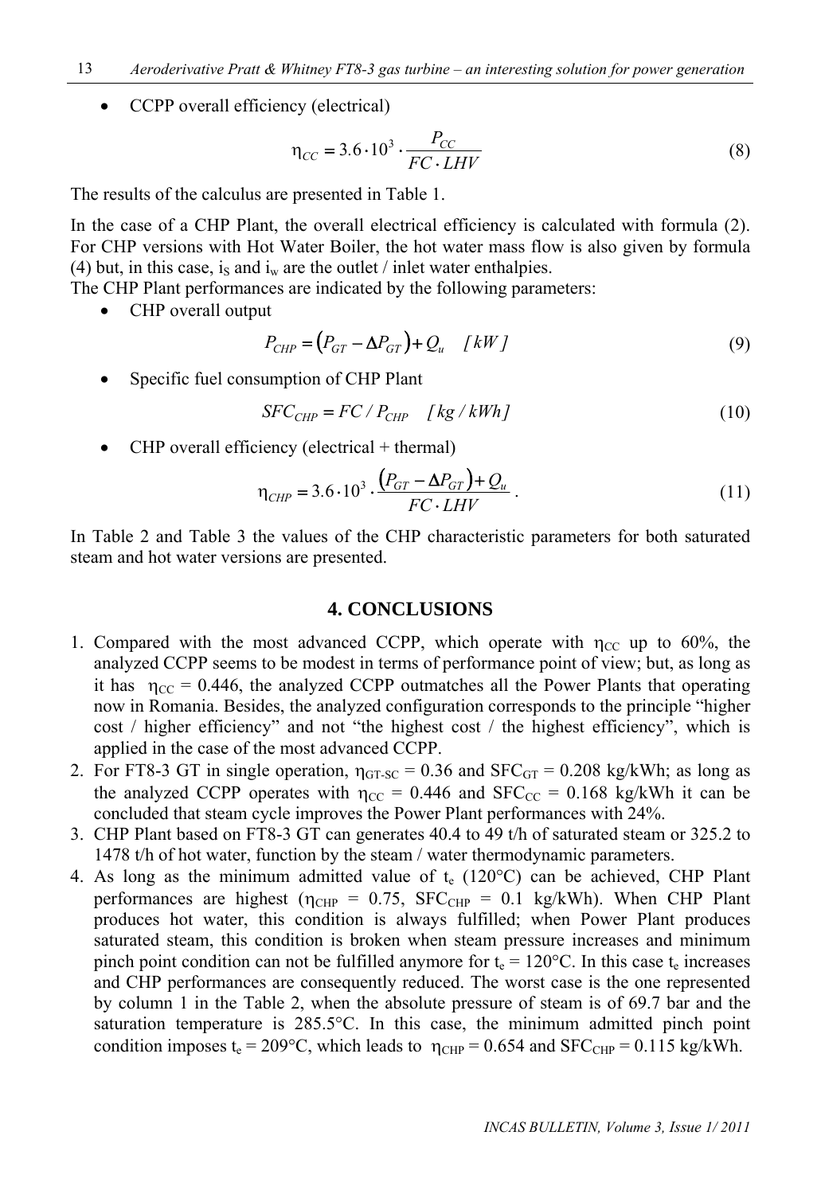- CCPP overall efficiency (electrical)

$$\eta_{CC} = 3.6 \cdot 10^3 \cdot \frac{P_{CC}}{FC \cdot LHV} \tag{8}$$

The results of the calculus are presented in Table 1.

In the case of a CHP Plant, the overall electrical efficiency is calculated with formula (2). For CHP versions with Hot Water Boiler, the hot water mass flow is also given by formula (4) but, in this case, $i_S$ and $i_w$ are the outlet / inlet water enthalpies.

The CHP Plant performances are indicated by the following parameters:

- CHP overall output

$$P_{CHP} = \left(P_{GT} - \Delta P_{GT}\right) + Q_u \quad [kW] \tag{9}$$

- Specific fuel consumption of CHP Plant

$$SFC_{CHP} = FC / P_{CHP} \quad [kg / kWh] \tag{10}$$

- CHP overall efficiency (electrical + thermal)

$$\eta_{CHP} = 3.6 \cdot 10^3 \cdot \frac{\left(P_{GT} - \Delta P_{GT}\right) + Q_u}{FC \cdot LHV}. \tag{11}$$

In Table 2 and Table 3 the values of the CHP characteristic parameters for both saturated steam and hot water versions are presented.

## 4. CONCLUSIONS

1. Compared with the most advanced CCPP, which operate with $\eta_{CC}$ up to 60%, the analyzed CCPP seems to be modest in terms of performance point of view; but, as long as it has $\eta_{CC} = 0.446$, the analyzed CCPP outmatches all the Power Plants that operating now in Romania. Besides, the analyzed configuration corresponds to the principle "higher cost / higher efficiency" and not "the highest cost / the highest efficiency", which is applied in the case of the most advanced CCPP.
2. For FT8-3 GT in single operation, $\eta_{GT\text{-}SC} = 0.36$ and $SFC_{GT} = 0.208$ kg/kWh; as long as the analyzed CCPP operates with $\eta_{CC} = 0.446$ and $SFC_{CC} = 0.168$ kg/kWh it can be concluded that steam cycle improves the Power Plant performances with 24%.
3. CHP Plant based on FT8-3 GT can generates 40.4 to 49 t/h of saturated steam or 325.2 to 1478 t/h of hot water, function by the steam / water thermodynamic parameters.
4. As long as the minimum admitted value of $t_e$ (120°C) can be achieved, CHP Plant performances are highest ($\eta_{CHP} = 0.75$, $SFC_{CHP} = 0.1$ kg/kWh). When CHP Plant produces hot water, this condition is always fulfilled; when Power Plant produces saturated steam, this condition is broken when steam pressure increases and minimum pinch point condition can not be fulfilled anymore for $t_e = 120$°C. In this case $t_e$ increases and CHP performances are consequently reduced. The worst case is the one represented by column 1 in the Table 2, when the absolute pressure of steam is of 69.7 bar and the saturation temperature is 285.5°C. In this case, the minimum admitted pinch point condition imposes $t_e = 209$°C, which leads to $\eta_{CHP} = 0.654$ and $SFC_{CHP} = 0.115$ kg/kWh.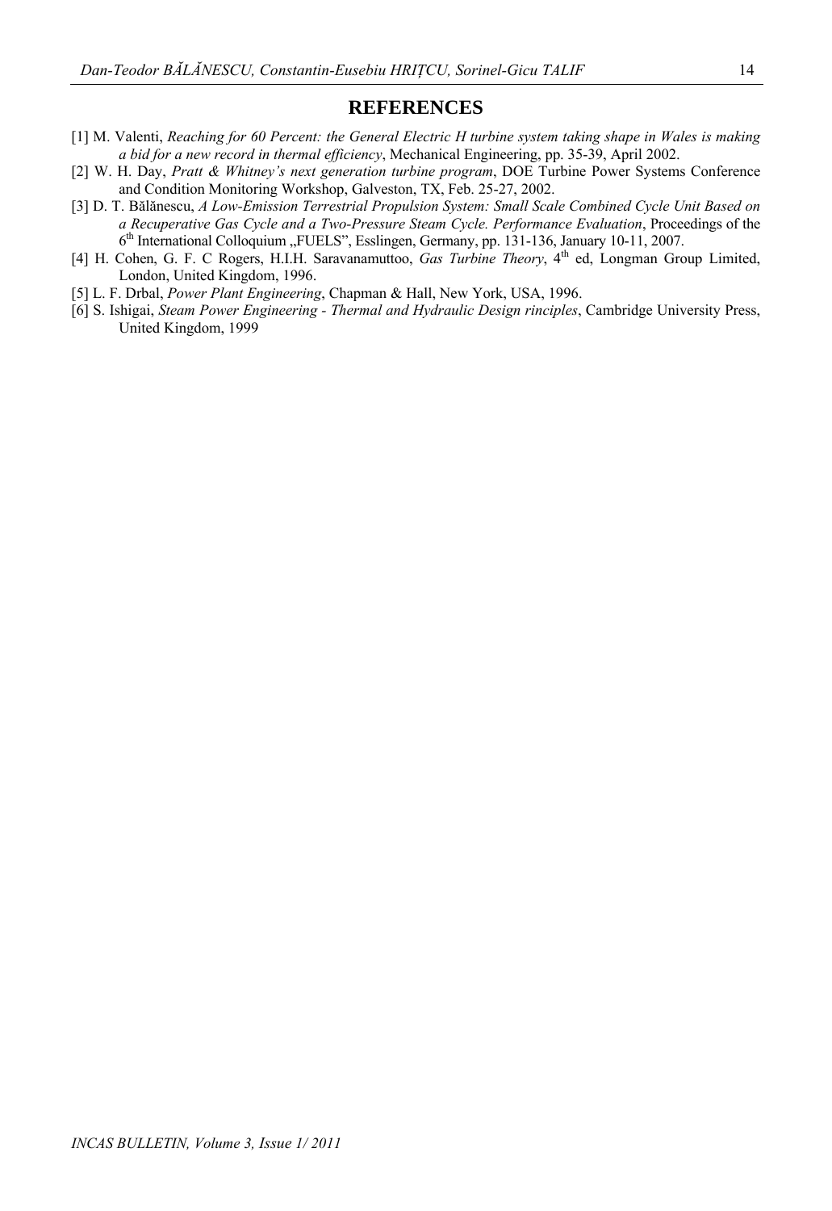## REFERENCES

[1] M. Valenti, *Reaching for 60 Percent: the General Electric H turbine system taking shape in Wales is making a bid for a new record in thermal efficiency*, Mechanical Engineering, pp. 35-39, April 2002.

[2] W. H. Day, *Pratt & Whitney's next generation turbine program*, DOE Turbine Power Systems Conference and Condition Monitoring Workshop, Galveston, TX, Feb. 25-27, 2002.

[3] D. T. Bălănescu, *A Low-Emission Terrestrial Propulsion System: Small Scale Combined Cycle Unit Based on a Recuperative Gas Cycle and a Two-Pressure Steam Cycle. Performance Evaluation*, Proceedings of the 6th International Colloquium „FUELS", Esslingen, Germany, pp. 131-136, January 10-11, 2007.

[4] H. Cohen, G. F. C Rogers, H.I.H. Saravanamuttoo, *Gas Turbine Theory*, 4th ed, Longman Group Limited, London, United Kingdom, 1996.

[5] L. F. Drbal, *Power Plant Engineering*, Chapman & Hall, New York, USA, 1996.

[6] S. Ishigai, *Steam Power Engineering - Thermal and Hydraulic Design rinciples*, Cambridge University Press, United Kingdom, 1999